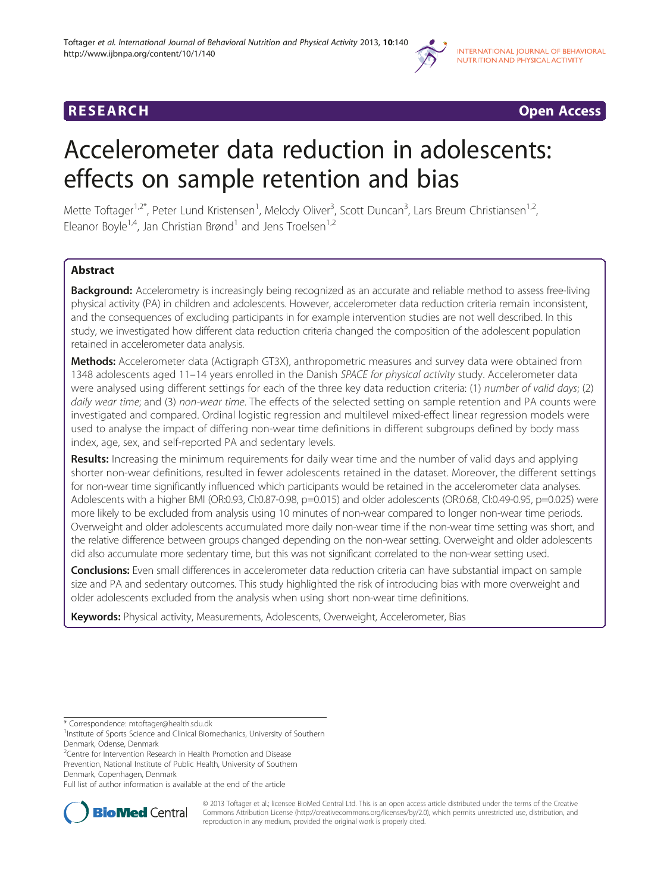**RESEARCH** **Open Access**

# Accelerometer data reduction in adolescents: effects on sample retention and bias

Mette Toftager[1,2*], Peter Lund Kristensen[1], Melody Oliver[3], Scott Duncan[3], Lars Breum Christiansen[1,2], Eleanor Boyle[1,4], Jan Christian Brønd[1] and Jens Troelsen[1,2]

## Abstract

**Background:** Accelerometry is increasingly being recognized as an accurate and reliable method to assess free-living physical activity (PA) in children and adolescents. However, accelerometer data reduction criteria remain inconsistent, and the consequences of excluding participants in for example intervention studies are not well described. In this study, we investigated how different data reduction criteria changed the composition of the adolescent population retained in accelerometer data analysis.

**Methods:** Accelerometer data (Actigraph GT3X), anthropometric measures and survey data were obtained from 1348 adolescents aged 11–14 years enrolled in the Danish *SPACE for physical activity* study. Accelerometer data were analysed using different settings for each of the three key data reduction criteria: (1) *number of valid days*; (2) *daily wear time*; and (3) *non-wear time*. The effects of the selected setting on sample retention and PA counts were investigated and compared. Ordinal logistic regression and multilevel mixed-effect linear regression models were used to analyse the impact of differing non-wear time definitions in different subgroups defined by body mass index, age, sex, and self-reported PA and sedentary levels.

**Results:** Increasing the minimum requirements for daily wear time and the number of valid days and applying shorter non-wear definitions, resulted in fewer adolescents retained in the dataset. Moreover, the different settings for non-wear time significantly influenced which participants would be retained in the accelerometer data analyses. Adolescents with a higher BMI (OR:0.93, CI:0.87-0.98, p=0.015) and older adolescents (OR:0.68, CI:0.49-0.95, p=0.025) were more likely to be excluded from analysis using 10 minutes of non-wear compared to longer non-wear time periods. Overweight and older adolescents accumulated more daily non-wear time if the non-wear time setting was short, and the relative difference between groups changed depending on the non-wear setting. Overweight and older adolescents did also accumulate more sedentary time, but this was not significant correlated to the non-wear setting used.

**Conclusions:** Even small differences in accelerometer data reduction criteria can have substantial impact on sample size and PA and sedentary outcomes. This study highlighted the risk of introducing bias with more overweight and older adolescents excluded from the analysis when using short non-wear time definitions.

**Keywords:** Physical activity, Measurements, Adolescents, Overweight, Accelerometer, Bias

---

\* Correspondence: mtoftager@health.sdu.dk
[1]Institute of Sports Science and Clinical Biomechanics, University of Southern Denmark, Odense, Denmark
[2]Centre for Intervention Research in Health Promotion and Disease Prevention, National Institute of Public Health, University of Southern Denmark, Copenhagen, Denmark
Full list of author information is available at the end of the article

© 2013 Toftager et al.; licensee BioMed Central Ltd. This is an open access article distributed under the terms of the Creative Commons Attribution License (http://creativecommons.org/licenses/by/2.0), which permits unrestricted use, distribution, and reproduction in any medium, provided the original work is properly cited.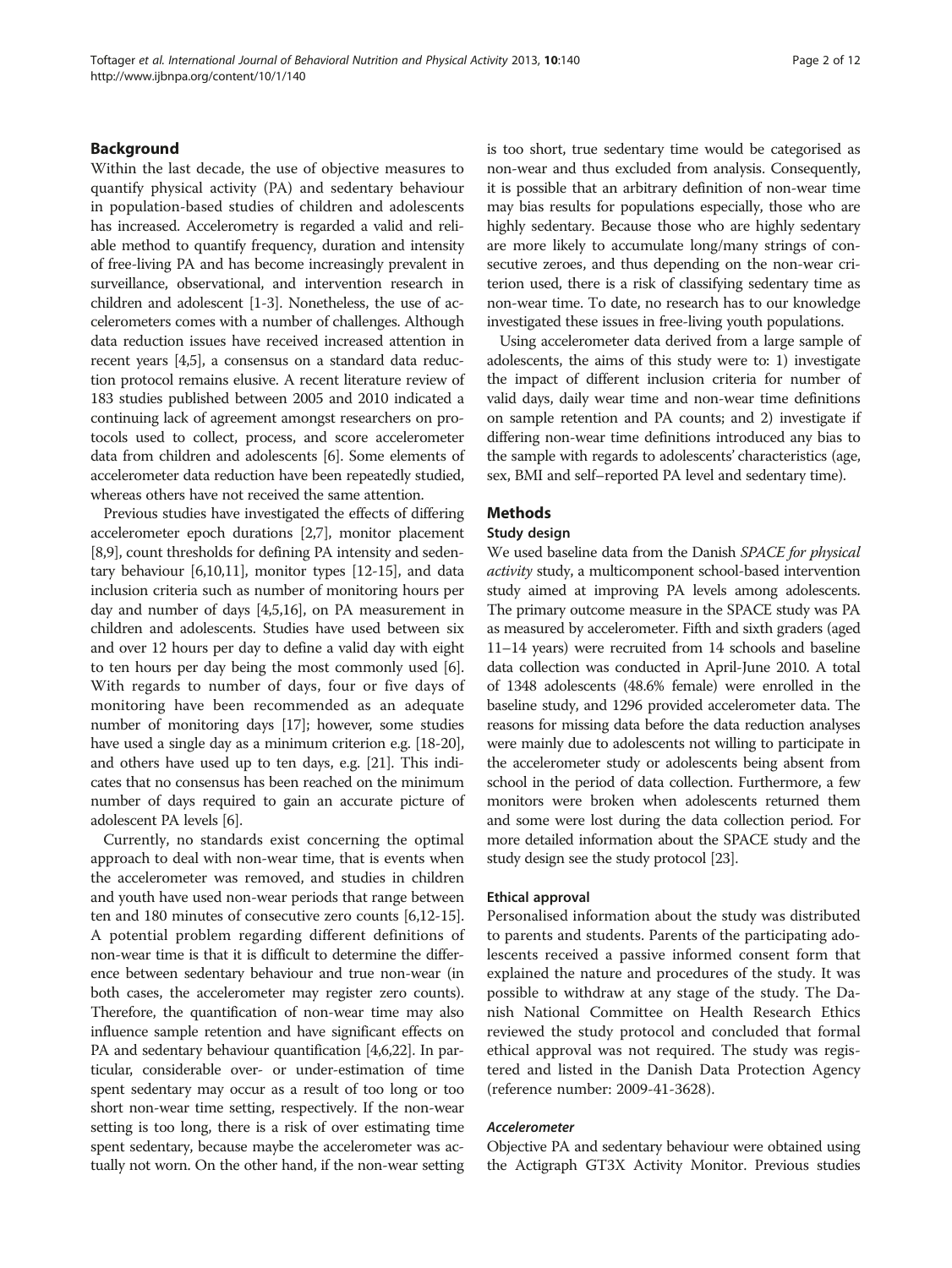## Background

Within the last decade, the use of objective measures to quantify physical activity (PA) and sedentary behaviour in population-based studies of children and adolescents has increased. Accelerometry is regarded a valid and reliable method to quantify frequency, duration and intensity of free-living PA and has become increasingly prevalent in surveillance, observational, and intervention research in children and adolescent [1-3]. Nonetheless, the use of accelerometers comes with a number of challenges. Although data reduction issues have received increased attention in recent years [4,5], a consensus on a standard data reduction protocol remains elusive. A recent literature review of 183 studies published between 2005 and 2010 indicated a continuing lack of agreement amongst researchers on protocols used to collect, process, and score accelerometer data from children and adolescents [6]. Some elements of accelerometer data reduction have been repeatedly studied, whereas others have not received the same attention.

Previous studies have investigated the effects of differing accelerometer epoch durations [2,7], monitor placement [8,9], count thresholds for defining PA intensity and sedentary behaviour [6,10,11], monitor types [12-15], and data inclusion criteria such as number of monitoring hours per day and number of days [4,5,16], on PA measurement in children and adolescents. Studies have used between six and over 12 hours per day to define a valid day with eight to ten hours per day being the most commonly used [6]. With regards to number of days, four or five days of monitoring have been recommended as an adequate number of monitoring days [17]; however, some studies have used a single day as a minimum criterion e.g. [18-20], and others have used up to ten days, e.g. [21]. This indicates that no consensus has been reached on the minimum number of days required to gain an accurate picture of adolescent PA levels [6].

Currently, no standards exist concerning the optimal approach to deal with non-wear time, that is events when the accelerometer was removed, and studies in children and youth have used non-wear periods that range between ten and 180 minutes of consecutive zero counts [6,12-15]. A potential problem regarding different definitions of non-wear time is that it is difficult to determine the difference between sedentary behaviour and true non-wear (in both cases, the accelerometer may register zero counts). Therefore, the quantification of non-wear time may also influence sample retention and have significant effects on PA and sedentary behaviour quantification [4,6,22]. In particular, considerable over- or under-estimation of time spent sedentary may occur as a result of too long or too short non-wear time setting, respectively. If the non-wear setting is too long, there is a risk of over estimating time spent sedentary, because maybe the accelerometer was actually not worn. On the other hand, if the non-wear setting is too short, true sedentary time would be categorised as non-wear and thus excluded from analysis. Consequently, it is possible that an arbitrary definition of non-wear time may bias results for populations especially, those who are highly sedentary. Because those who are highly sedentary are more likely to accumulate long/many strings of consecutive zeroes, and thus depending on the non-wear criterion used, there is a risk of classifying sedentary time as non-wear time. To date, no research has to our knowledge investigated these issues in free-living youth populations.

Using accelerometer data derived from a large sample of adolescents, the aims of this study were to: 1) investigate the impact of different inclusion criteria for number of valid days, daily wear time and non-wear time definitions on sample retention and PA counts; and 2) investigate if differing non-wear time definitions introduced any bias to the sample with regards to adolescents' characteristics (age, sex, BMI and self–reported PA level and sedentary time).

## Methods

### Study design

We used baseline data from the Danish *SPACE for physical activity* study, a multicomponent school-based intervention study aimed at improving PA levels among adolescents. The primary outcome measure in the SPACE study was PA as measured by accelerometer. Fifth and sixth graders (aged 11–14 years) were recruited from 14 schools and baseline data collection was conducted in April-June 2010. A total of 1348 adolescents (48.6% female) were enrolled in the baseline study, and 1296 provided accelerometer data. The reasons for missing data before the data reduction analyses were mainly due to adolescents not willing to participate in the accelerometer study or adolescents being absent from school in the period of data collection. Furthermore, a few monitors were broken when adolescents returned them and some were lost during the data collection period. For more detailed information about the SPACE study and the study design see the study protocol [23].

#### Ethical approval

Personalised information about the study was distributed to parents and students. Parents of the participating adolescents received a passive informed consent form that explained the nature and procedures of the study. It was possible to withdraw at any stage of the study. The Danish National Committee on Health Research Ethics reviewed the study protocol and concluded that formal ethical approval was not required. The study was registered and listed in the Danish Data Protection Agency (reference number: 2009-41-3628).

#### *Accelerometer*

Objective PA and sedentary behaviour were obtained using the Actigraph GT3X Activity Monitor. Previous studies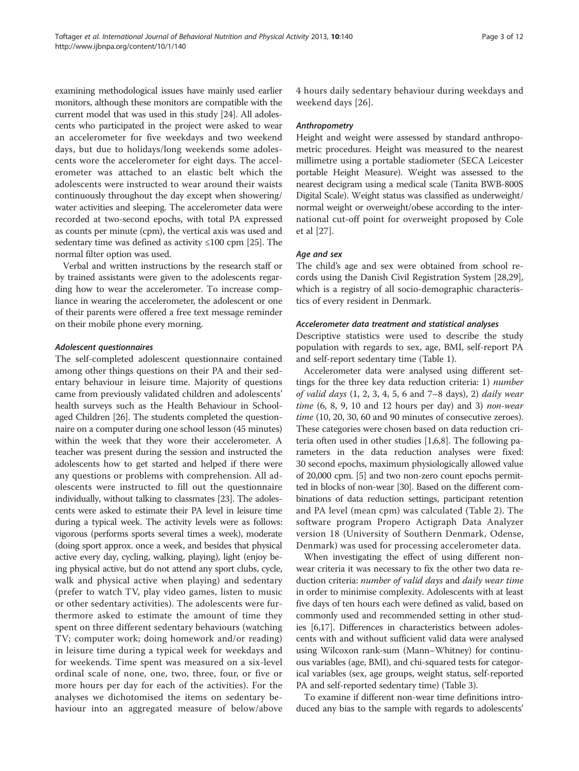examining methodological issues have mainly used earlier monitors, although these monitors are compatible with the current model that was used in this study [24]. All adolescents who participated in the project were asked to wear an accelerometer for five weekdays and two weekend days, but due to holidays/long weekends some adolescents wore the accelerometer for eight days. The accelerometer was attached to an elastic belt which the adolescents were instructed to wear around their waists continuously throughout the day except when showering/water activities and sleeping. The accelerometer data were recorded at two-second epochs, with total PA expressed as counts per minute (cpm), the vertical axis was used and sedentary time was defined as activity ≤100 cpm [25]. The normal filter option was used.

Verbal and written instructions by the research staff or by trained assistants were given to the adolescents regarding how to wear the accelerometer. To increase compliance in wearing the accelerometer, the adolescent or one of their parents were offered a free text message reminder on their mobile phone every morning.

#### Adolescent questionnaires

The self-completed adolescent questionnaire contained among other things questions on their PA and their sedentary behaviour in leisure time. Majority of questions came from previously validated children and adolescents' health surveys such as the Health Behaviour in School-aged Children [26]. The students completed the questionnaire on a computer during one school lesson (45 minutes) within the week that they wore their accelerometer. A teacher was present during the session and instructed the adolescents how to get started and helped if there were any questions or problems with comprehension. All adolescents were instructed to fill out the questionnaire individually, without talking to classmates [23]. The adolescents were asked to estimate their PA level in leisure time during a typical week. The activity levels were as follows: vigorous (performs sports several times a week), moderate (doing sport approx. once a week, and besides that physical active every day, cycling, walking, playing), light (enjoy being physical active, but do not attend any sport clubs, cycle, walk and physical active when playing) and sedentary (prefer to watch TV, play video games, listen to music or other sedentary activities). The adolescents were furthermore asked to estimate the amount of time they spent on three different sedentary behaviours (watching TV; computer work; doing homework and/or reading) in leisure time during a typical week for weekdays and for weekends. Time spent was measured on a six-level ordinal scale of none, one, two, three, four, or five or more hours per day for each of the activities). For the analyses we dichotomised the items on sedentary behaviour into an aggregated measure of below/above 4 hours daily sedentary behaviour during weekdays and weekend days [26].

#### Anthropometry

Height and weight were assessed by standard anthropometric procedures. Height was measured to the nearest millimetre using a portable stadiometer (SECA Leicester portable Height Measure). Weight was assessed to the nearest decigram using a medical scale (Tanita BWB-800S Digital Scale). Weight status was classified as underweight/normal weight or overweight/obese according to the international cut-off point for overweight proposed by Cole et al [27].

#### Age and sex

The child's age and sex were obtained from school records using the Danish Civil Registration System [28,29], which is a registry of all socio-demographic characteristics of every resident in Denmark.

#### Accelerometer data treatment and statistical analyses

Descriptive statistics were used to describe the study population with regards to sex, age, BMI, self-report PA and self-report sedentary time (Table 1).

Accelerometer data were analysed using different settings for the three key data reduction criteria: 1) *number of valid days* (1, 2, 3, 4, 5, 6 and 7–8 days), 2) *daily wear time* (6, 8, 9, 10 and 12 hours per day) and 3) *non-wear time* (10, 20, 30, 60 and 90 minutes of consecutive zeroes). These categories were chosen based on data reduction criteria often used in other studies [1,6,8]. The following parameters in the data reduction analyses were fixed: 30 second epochs, maximum physiologically allowed value of 20,000 cpm. [5] and two non-zero count epochs permitted in blocks of non-wear [30]. Based on the different combinations of data reduction settings, participant retention and PA level (mean cpm) was calculated (Table 2). The software program Propero Actigraph Data Analyzer version 18 (University of Southern Denmark, Odense, Denmark) was used for processing accelerometer data.

When investigating the effect of using different non-wear criteria it was necessary to fix the other two data reduction criteria: *number of valid days* and *daily wear time* in order to minimise complexity. Adolescents with at least five days of ten hours each were defined as valid, based on commonly used and recommended setting in other studies [6,17]. Differences in characteristics between adolescents with and without sufficient valid data were analysed using Wilcoxon rank-sum (Mann–Whitney) for continuous variables (age, BMI), and chi-squared tests for categorical variables (sex, age groups, weight status, self-reported PA and self-reported sedentary time) (Table 3).

To examine if different non-wear time definitions introduced any bias to the sample with regards to adolescents'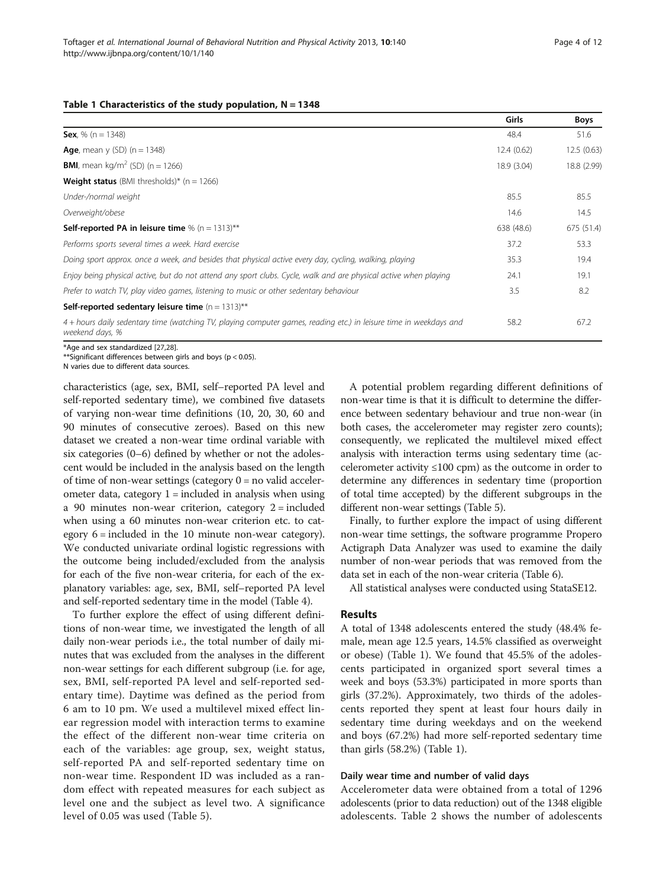**Table 1 Characteristics of the study population, N = 1348**

| | Girls | Boys |
|---|---|---|
| **Sex**, % (n = 1348) | 48.4 | 51.6 |
| **Age**, mean y (SD) (n = 1348) | 12.4 (0.62) | 12.5 (0.63) |
| **BMI**, mean kg/m$^2$ (SD) (n = 1266) | 18.9 (3.04) | 18.8 (2.99) |
| **Weight status** (BMI thresholds)* (n = 1266) | | |
| *Under-/normal weight* | 85.5 | 85.5 |
| *Overweight/obese* | 14.6 | 14.5 |
| **Self-reported PA in leisure time** % (n = 1313)** | 638 (48.6) | 675 (51.4) |
| *Performs sports several times a week. Hard exercise* | 37.2 | 53.3 |
| *Doing sport approx. once a week, and besides that physical active every day, cycling, walking, playing* | 35.3 | 19.4 |
| *Enjoy being physical active, but do not attend any sport clubs. Cycle, walk and are physical active when playing* | 24.1 | 19.1 |
| *Prefer to watch TV, play video games, listening to music or other sedentary behaviour* | 3.5 | 8.2 |
| **Self-reported sedentary leisure time** (n = 1313)** | | |
| *4 + hours daily sedentary time (watching TV, playing computer games, reading etc.) in leisure time in weekdays and weekend days, %* | 58.2 | 67.2 |

*Age and sex standardized [27,28].
**Significant differences between girls and boys ($p < 0.05$).
N varies due to different data sources.

characteristics (age, sex, BMI, self–reported PA level and self-reported sedentary time), we combined five datasets of varying non-wear time definitions (10, 20, 30, 60 and 90 minutes of consecutive zeroes). Based on this new dataset we created a non-wear time ordinal variable with six categories (0–6) defined by whether or not the adolescent would be included in the analysis based on the length of time of non-wear settings (category 0 = no valid accelerometer data, category 1 = included in analysis when using a 90 minutes non-wear criterion, category 2 = included when using a 60 minutes non-wear criterion etc. to category 6 = included in the 10 minute non-wear category). We conducted univariate ordinal logistic regressions with the outcome being included/excluded from the analysis for each of the five non-wear criteria, for each of the explanatory variables: age, sex, BMI, self–reported PA level and self-reported sedentary time in the model (Table 4).

To further explore the effect of using different definitions of non-wear time, we investigated the length of all daily non-wear periods i.e., the total number of daily minutes that was excluded from the analyses in the different non-wear settings for each different subgroup (i.e. for age, sex, BMI, self-reported PA level and self-reported sedentary time). Daytime was defined as the period from 6 am to 10 pm. We used a multilevel mixed effect linear regression model with interaction terms to examine the effect of the different non-wear time criteria on each of the variables: age group, sex, weight status, self-reported PA and self-reported sedentary time on non-wear time. Respondent ID was included as a random effect with repeated measures for each subject as level one and the subject as level two. A significance level of 0.05 was used (Table 5).

A potential problem regarding different definitions of non-wear time is that it is difficult to determine the difference between sedentary behaviour and true non-wear (in both cases, the accelerometer may register zero counts); consequently, we replicated the multilevel mixed effect analysis with interaction terms using sedentary time (accelerometer activity ≤100 cpm) as the outcome in order to determine any differences in sedentary time (proportion of total time accepted) by the different subgroups in the different non-wear settings (Table 5).

Finally, to further explore the impact of using different non-wear time settings, the software programme Propero Actigraph Data Analyzer was used to examine the daily number of non-wear periods that was removed from the data set in each of the non-wear criteria (Table 6).

All statistical analyses were conducted using StataSE12.

## Results

A total of 1348 adolescents entered the study (48.4% female, mean age 12.5 years, 14.5% classified as overweight or obese) (Table 1). We found that 45.5% of the adolescents participated in organized sport several times a week and boys (53.3%) participated in more sports than girls (37.2%). Approximately, two thirds of the adolescents reported they spent at least four hours daily in sedentary time during weekdays and on the weekend and boys (67.2%) had more self-reported sedentary time than girls (58.2%) (Table 1).

### Daily wear time and number of valid days

Accelerometer data were obtained from a total of 1296 adolescents (prior to data reduction) out of the 1348 eligible adolescents. Table 2 shows the number of adolescents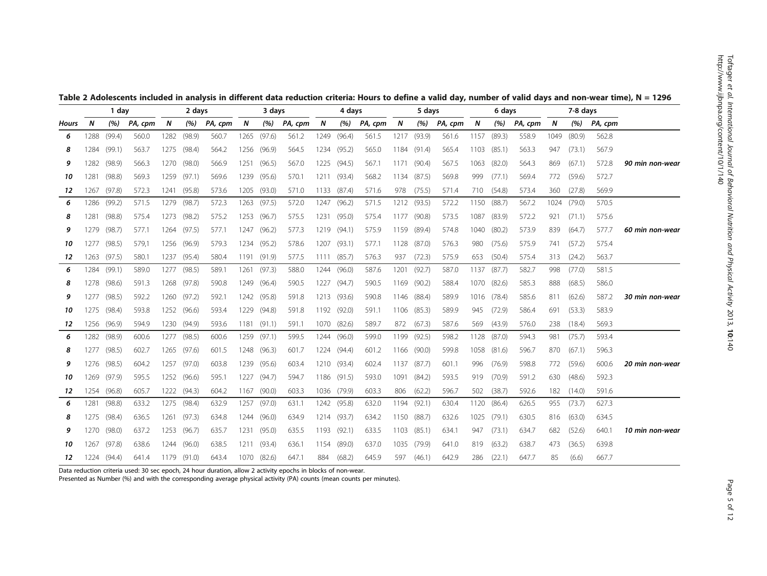**Table 2 Adolescents included in analysis in different data reduction criteria: Hours to define a valid day, number of valid days and non-wear time), N = 1296**

| | 1 day | | | 2 days | | | 3 days | | | 4 days | | | 5 days | | | 6 days | | | 7-8 days | | | |
|---|---|---|---|---|---|---|---|---|---|---|---|---|---|---|---|---|---|---|---|---|---|---|
| **Hours** | ***N*** | ***(%)*** | ***PA, cpm*** | ***N*** | ***(%)*** | ***PA, cpm*** | ***N*** | ***(%)*** | ***PA, cpm*** | ***N*** | ***(%)*** | ***PA, cpm*** | ***N*** | ***(%)*** | ***PA, cpm*** | ***N*** | ***(%)*** | ***PA, cpm*** | ***N*** | ***(%)*** | ***PA, cpm*** | |
| ***6*** | 1288 | (99.4) | 560.0 | 1282 | (98.9) | 560.7 | 1265 | (97.6) | 561.2 | 1249 | (96.4) | 561.5 | 1217 | (93.9) | 561.6 | 1157 | (89.3) | 558.9 | 1049 | (80.9) | 562.8 | |
| ***8*** | 1284 | (99.1) | 563.7 | 1275 | (98.4) | 564.2 | 1256 | (96.9) | 564.5 | 1234 | (95.2) | 565.0 | 1184 | (91.4) | 565.4 | 1103 | (85.1) | 563.3 | 947 | (73.1) | 567.9 | |
| ***9*** | 1282 | (98.9) | 566.3 | 1270 | (98.0) | 566.9 | 1251 | (96.5) | 567.0 | 1225 | (94.5) | 567.1 | 1171 | (90.4) | 567.5 | 1063 | (82.0) | 564.3 | 869 | (67.1) | 572.8 | ***90 min non-wear*** |
| ***10*** | 1281 | (98.8) | 569.3 | 1259 | (97.1) | 569.6 | 1239 | (95.6) | 570.1 | 1211 | (93.4) | 568.2 | 1134 | (87.5) | 569.8 | 999 | (77.1) | 569.4 | 772 | (59.6) | 572.7 | |
| ***12*** | 1267 | (97.8) | 572.3 | 1241 | (95.8) | 573.6 | 1205 | (93.0) | 571.0 | 1133 | (87.4) | 571.6 | 978 | (75.5) | 571.4 | 710 | (54.8) | 573.4 | 360 | (27.8) | 569.9 | |
| ***6*** | 1286 | (99.2) | 571.5 | 1279 | (98.7) | 572.3 | 1263 | (97.5) | 572.0 | 1247 | (96.2) | 571.5 | 1212 | (93.5) | 572.2 | 1150 | (88.7) | 567.2 | 1024 | (79.0) | 570.5 | |
| ***8*** | 1281 | (98.8) | 575.4 | 1273 | (98.2) | 575.2 | 1253 | (96.7) | 575.5 | 1231 | (95.0) | 575.4 | 1177 | (90.8) | 573.5 | 1087 | (83.9) | 572.2 | 921 | (71.1) | 575.6 | |
| ***9*** | 1279 | (98.7) | 577.1 | 1264 | (97.5) | 577.1 | 1247 | (96.2) | 577.3 | 1219 | (94.1) | 575.9 | 1159 | (89.4) | 574.8 | 1040 | (80.2) | 573.9 | 839 | (64.7) | 577.7 | ***60 min non-wear*** |
| ***10*** | 1277 | (98.5) | 579,1 | 1256 | (96.9) | 579.3 | 1234 | (95.2) | 578.6 | 1207 | (93.1) | 577.1 | 1128 | (87.0) | 576.3 | 980 | (75.6) | 575.9 | 741 | (57.2) | 575.4 | |
| ***12*** | 1263 | (97.5) | 580.1 | 1237 | (95.4) | 580.4 | 1191 | (91.9) | 577.5 | 1111 | (85.7) | 576.3 | 937 | (72.3) | 575.9 | 653 | (50.4) | 575.4 | 313 | (24.2) | 563.7 | |
| ***6*** | 1284 | (99.1) | 589.0 | 1277 | (98.5) | 589.1 | 1261 | (97.3) | 588.0 | 1244 | (96.0) | 587.6 | 1201 | (92.7) | 587.0 | 1137 | (87.7) | 582.7 | 998 | (77.0) | 581.5 | |
| ***8*** | 1278 | (98.6) | 591.3 | 1268 | (97.8) | 590.8 | 1249 | (96.4) | 590.5 | 1227 | (94.7) | 590.5 | 1169 | (90.2) | 588.4 | 1070 | (82.6) | 585.3 | 888 | (68.5) | 586.0 | |
| ***9*** | 1277 | (98.5) | 592.2 | 1260 | (97.2) | 592.1 | 1242 | (95.8) | 591.8 | 1213 | (93.6) | 590.8 | 1146 | (88.4) | 589.9 | 1016 | (78.4) | 585.6 | 811 | (62.6) | 587.2 | ***30 min non-wear*** |
| ***10*** | 1275 | (98.4) | 593.8 | 1252 | (96.6) | 593.4 | 1229 | (94.8) | 591.8 | 1192 | (92.0) | 591.1 | 1106 | (85.3) | 589.9 | 945 | (72.9) | 586.4 | 691 | (53.3) | 583.9 | |
| ***12*** | 1256 | (96.9) | 594.9 | 1230 | (94.9) | 593.6 | 1181 | (91.1) | 591.1 | 1070 | (82.6) | 589.7 | 872 | (67.3) | 587.6 | 569 | (43.9) | 576.0 | 238 | (18.4) | 569.3 | |
| ***6*** | 1282 | (98.9) | 600.6 | 1277 | (98.5) | 600.6 | 1259 | (97.1) | 599.5 | 1244 | (96.0) | 599.0 | 1199 | (92.5) | 598.2 | 1128 | (87.0) | 594.3 | 981 | (75.7) | 593.4 | |
| ***8*** | 1277 | (98.5) | 602.7 | 1265 | (97.6) | 601.5 | 1248 | (96.3) | 601.7 | 1224 | (94.4) | 601.2 | 1166 | (90.0) | 599.8 | 1058 | (81.6) | 596.7 | 870 | (67.1) | 596.3 | |
| ***9*** | 1276 | (98.5) | 604.2 | 1257 | (97.0) | 603.8 | 1239 | (95.6) | 603.4 | 1210 | (93.4) | 602.4 | 1137 | (87.7) | 601.1 | 996 | (76.9) | 598.8 | 772 | (59.6) | 600.6 | ***20 min non-wear*** |
| ***10*** | 1269 | (97.9) | 595.5 | 1252 | (96.6) | 595.1 | 1227 | (94.7) | 594.7 | 1186 | (91.5) | 593.0 | 1091 | (84.2) | 593.5 | 919 | (70.9) | 591.2 | 630 | (48.6) | 592.3 | |
| ***12*** | 1254 | (96.8) | 605.7 | 1222 | (94.3) | 604.2 | 1167 | (90.0) | 603.3 | 1036 | (79.9) | 603.3 | 806 | (62.2) | 596.7 | 502 | (38.7) | 592.6 | 182 | (14.0) | 591.6 | |
| ***6*** | 1281 | (98.8) | 633.2 | 1275 | (98.4) | 632.9 | 1257 | (97.0) | 631.1 | 1242 | (95.8) | 632.0 | 1194 | (92.1) | 630.4 | 1120 | (86.4) | 626.5 | 955 | (73.7) | 627.3 | |
| ***8*** | 1275 | (98.4) | 636.5 | 1261 | (97.3) | 634.8 | 1244 | (96.0) | 634.9 | 1214 | (93.7) | 634.2 | 1150 | (88.7) | 632.6 | 1025 | (79.1) | 630.5 | 816 | (63.0) | 634.5 | |
| ***9*** | 1270 | (98.0) | 637.2 | 1253 | (96.7) | 635.7 | 1231 | (95.0) | 635.5 | 1193 | (92.1) | 633.5 | 1103 | (85.1) | 634.1 | 947 | (73.1) | 634.7 | 682 | (52.6) | 640.1 | ***10 min non-wear*** |
| ***10*** | 1267 | (97.8) | 638.6 | 1244 | (96.0) | 638.5 | 1211 | (93.4) | 636.1 | 1154 | (89.0) | 637.0 | 1035 | (79.9) | 641.0 | 819 | (63.2) | 638.7 | 473 | (36.5) | 639.8 | |
| ***12*** | 1224 | (94.4) | 641.4 | 1179 | (91.0) | 643.4 | 1070 | (82.6) | 647.1 | 884 | (68.2) | 645.9 | 597 | (46.1) | 642.9 | 286 | (22.1) | 647.7 | 85 | (6.6) | 667.7 | |

Data reduction criteria used: 30 sec epoch, 24 hour duration, allow 2 activity epochs in blocks of non-wear.
Presented as Number (%) and with the corresponding average physical activity (PA) counts (mean counts per minutes).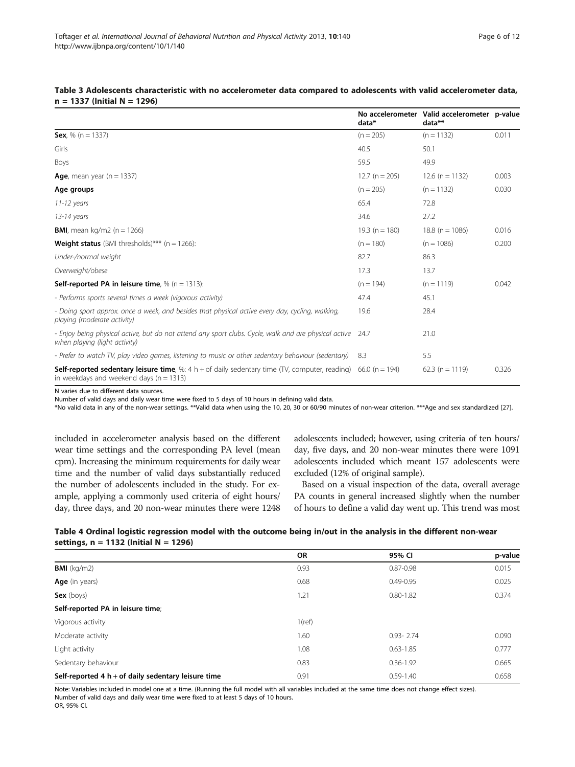**Table 3 Adolescents characteristic with no accelerometer data compared to adolescents with valid accelerometer data, n = 1337 (Initial N = 1296)**

| | No accelerometer data* | Valid accelerometer data** | p-value |
|---|---|---|---|
| **Sex**, % (n = 1337) | (n = 205) | (n = 1132) | 0.011 |
| Girls | 40.5 | 50.1 | |
| Boys | 59.5 | 49.9 | |
| **Age**, mean year (n = 1337) | 12.7 (n = 205) | 12.6 (n = 1132) | 0.003 |
| **Age groups** | (n = 205) | (n = 1132) | 0.030 |
| *11-12 years* | 65.4 | 72.8 | |
| *13-14 years* | 34.6 | 27.2 | |
| **BMI**, mean kg/m2 (n = 1266) | 19.3 (n = 180) | 18.8 (n = 1086) | 0.016 |
| **Weight status** (BMI thresholds)*** (n = 1266): | (n = 180) | (n = 1086) | 0.200 |
| *Under-/normal weight* | 82.7 | 86.3 | |
| *Overweight/obese* | 17.3 | 13.7 | |
| **Self-reported PA in leisure time**, % (n = 1313): | (n = 194) | (n = 1119) | 0.042 |
| *- Performs sports several times a week (vigorous activity)* | 47.4 | 45.1 | |
| *- Doing sport approx. once a week, and besides that physical active every day, cycling, walking, playing (moderate activity)* | 19.6 | 28.4 | |
| *- Enjoy being physical active, but do not attend any sport clubs. Cycle, walk and are physical active when playing (light activity)* | 24.7 | 21.0 | |
| *- Prefer to watch TV, play video games, listening to music or other sedentary behaviour (sedentary)* | 8.3 | 5.5 | |
| **Self-reported sedentary leisure time**, %: 4 h + of daily sedentary time (TV, computer, reading) in weekdays and weekend days (n = 1313) | 66.0 (n = 194) | 62.3 (n = 1119) | 0.326 |

N varies due to different data sources.
Number of valid days and daily wear time were fixed to 5 days of 10 hours in defining valid data.
*No valid data in any of the non-wear settings. **Valid data when using the 10, 20, 30 or 60/90 minutes of non-wear criterion. ***Age and sex standardized [27].

included in accelerometer analysis based on the different wear time settings and the corresponding PA level (mean cpm). Increasing the minimum requirements for daily wear time and the number of valid days substantially reduced the number of adolescents included in the study. For example, applying a commonly used criteria of eight hours/ day, three days, and 20 non-wear minutes there were 1248 adolescents included; however, using criteria of ten hours/ day, five days, and 20 non-wear minutes there were 1091 adolescents included which meant 157 adolescents were excluded (12% of original sample).

Based on a visual inspection of the data, overall average PA counts in general increased slightly when the number of hours to define a valid day went up. This trend was most

**Table 4 Ordinal logistic regression model with the outcome being in/out in the analysis in the different non-wear settings, n = 1132 (Initial N = 1296)**

| | OR | 95% CI | p-value |
|---|---|---|---|
| **BMI** (kg/m2) | 0.93 | 0.87-0.98 | 0.015 |
| **Age** (in years) | 0.68 | 0.49-0.95 | 0.025 |
| **Sex** (boys) | 1.21 | 0.80-1.82 | 0.374 |
| **Self-reported PA in leisure time**; | | | |
| Vigorous activity | 1(ref) | | |
| Moderate activity | 1.60 | 0.93- 2.74 | 0.090 |
| Light activity | 1.08 | 0.63-1.85 | 0.777 |
| Sedentary behaviour | 0.83 | 0.36-1.92 | 0.665 |
| **Self-reported 4 h + of daily sedentary leisure time** | 0.91 | 0.59-1.40 | 0.658 |

Note: Variables included in model one at a time. (Running the full model with all variables included at the same time does not change effect sizes).
Number of valid days and daily wear time were fixed to at least 5 days of 10 hours.
OR, 95% CI.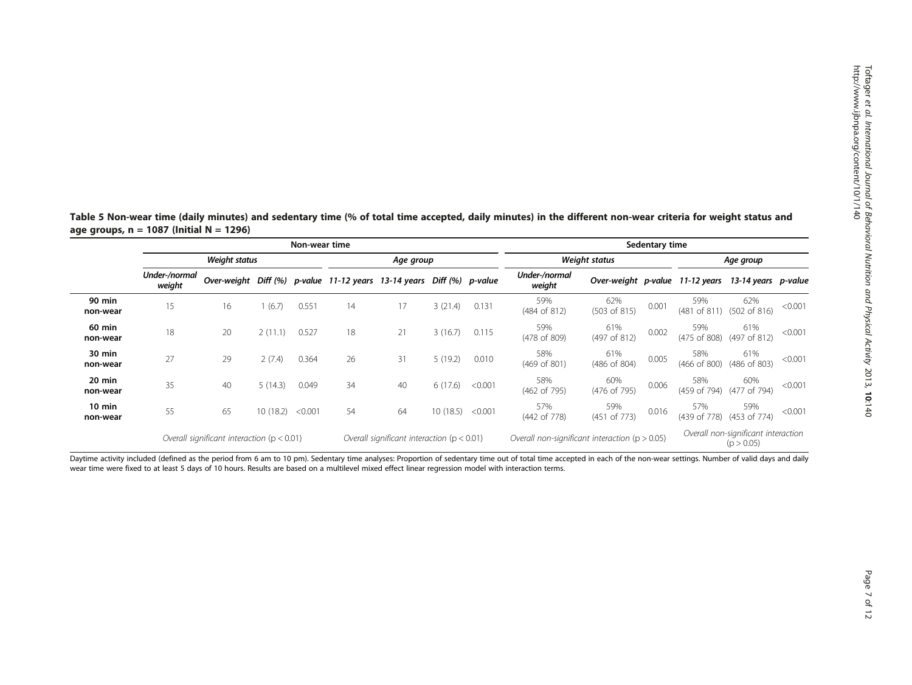**Table 5 Non-wear time (daily minutes) and sedentary time (% of total time accepted, daily minutes) in the different non-wear criteria for weight status and age groups, n = 1087 (Initial N = 1296)**

| | Non-wear time | | | | | | | | Sedentary time | | | | | |
|---|---|---|---|---|---|---|---|---|---|---|---|---|---|---|
| | *Weight status* | | | | *Age group* | | | | *Weight status* | | | *Age group* | | |
| | *Under-/normal weight* | *Over-weight* | *Diff (%)* | *p-value* | *11-12 years* | *13-14 years* | *Diff (%)* | *p-value* | *Under-/normal weight* | *Over-weight* | *p-value* | *11-12 years* | *13-14 years* | *p-value* |
| **90 min non-wear** | 15 | 16 | 1 (6.7) | 0.551 | 14 | 17 | 3 (21.4) | 0.131 | 59% (484 of 812) | 62% (503 of 815) | 0.001 | 59% (481 of 811) | 62% (502 of 816) | <0.001 |
| **60 min non-wear** | 18 | 20 | 2 (11.1) | 0.527 | 18 | 21 | 3 (16.7) | 0.115 | 59% (478 of 809) | 61% (497 of 812) | 0.002 | 59% (475 of 808) | 61% (497 of 812) | <0.001 |
| **30 min non-wear** | 27 | 29 | 2 (7.4) | 0.364 | 26 | 31 | 5 (19.2) | 0.010 | 58% (469 of 801) | 61% (486 of 804) | 0.005 | 58% (466 of 800) | 61% (486 of 803) | <0.001 |
| **20 min non-wear** | 35 | 40 | 5 (14.3) | 0.049 | 34 | 40 | 6 (17.6) | <0.001 | 58% (462 of 795) | 60% (476 of 795) | 0.006 | 58% (459 of 794) | 60% (477 of 794) | <0.001 |
| **10 min non-wear** | 55 | 65 | 10 (18.2) | <0.001 | 54 | 64 | 10 (18.5) | <0.001 | 57% (442 of 778) | 59% (451 of 773) | 0.016 | 57% (439 of 778) | 59% (453 of 774) | <0.001 |
| | *Overall significant interaction (p < 0.01)* | | | | *Overall significant interaction (p < 0.01)* | | | | *Overall non-significant interaction (p > 0.05)* | | | *Overall non-significant interaction (p > 0.05)* | | |

Daytime activity included (defined as the period from 6 am to 10 pm). Sedentary time analyses: Proportion of sedentary time out of total time accepted in each of the non-wear settings. Number of valid days and daily wear time were fixed to at least 5 days of 10 hours. Results are based on a multilevel mixed effect linear regression model with interaction terms.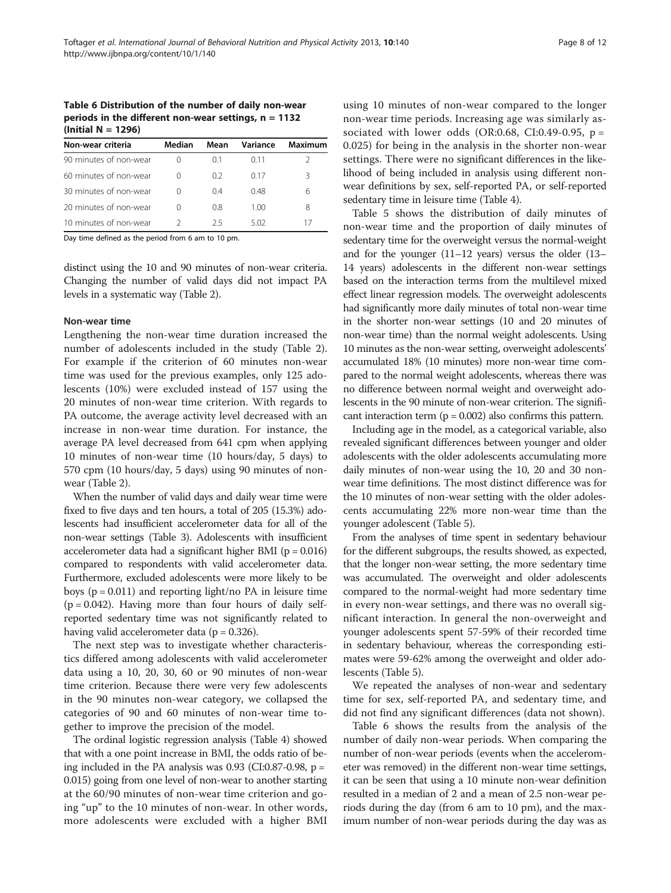**Table 6 Distribution of the number of daily non-wear periods in the different non-wear settings, n = 1132 (Initial N = 1296)**

| Non-wear criteria | Median | Mean | Variance | Maximum |
|---|---|---|---|---|
| 90 minutes of non-wear | 0 | 0.1 | 0.11 | 2 |
| 60 minutes of non-wear | 0 | 0.2 | 0.17 | 3 |
| 30 minutes of non-wear | 0 | 0.4 | 0.48 | 6 |
| 20 minutes of non-wear | 0 | 0.8 | 1.00 | 8 |
| 10 minutes of non-wear | 2 | 2.5 | 5.02 | 17 |

Day time defined as the period from 6 am to 10 pm.

distinct using the 10 and 90 minutes of non-wear criteria. Changing the number of valid days did not impact PA levels in a systematic way (Table 2).

### Non-wear time

Lengthening the non-wear time duration increased the number of adolescents included in the study (Table 2). For example if the criterion of 60 minutes non-wear time was used for the previous examples, only 125 adolescents (10%) were excluded instead of 157 using the 20 minutes of non-wear time criterion. With regards to PA outcome, the average activity level decreased with an increase in non-wear time duration. For instance, the average PA level decreased from 641 cpm when applying 10 minutes of non-wear time (10 hours/day, 5 days) to 570 cpm (10 hours/day, 5 days) using 90 minutes of non-wear (Table 2).

When the number of valid days and daily wear time were fixed to five days and ten hours, a total of 205 (15.3%) adolescents had insufficient accelerometer data for all of the non-wear settings (Table 3). Adolescents with insufficient accelerometer data had a significant higher BMI ($p = 0.016$) compared to respondents with valid accelerometer data. Furthermore, excluded adolescents were more likely to be boys ($p = 0.011$) and reporting light/no PA in leisure time ($p = 0.042$). Having more than four hours of daily self-reported sedentary time was not significantly related to having valid accelerometer data ($p = 0.326$).

The next step was to investigate whether characteristics differed among adolescents with valid accelerometer data using a 10, 20, 30, 60 or 90 minutes of non-wear time criterion. Because there were very few adolescents in the 90 minutes non-wear category, we collapsed the categories of 90 and 60 minutes of non-wear time together to improve the precision of the model.

The ordinal logistic regression analysis (Table 4) showed that with a one point increase in BMI, the odds ratio of being included in the PA analysis was 0.93 (CI:0.87-0.98, $p = 0.015$) going from one level of non-wear to another starting at the 60/90 minutes of non-wear time criterion and going "up" to the 10 minutes of non-wear. In other words, more adolescents were excluded with a higher BMI using 10 minutes of non-wear compared to the longer non-wear time periods. Increasing age was similarly associated with lower odds (OR:0.68, CI:0.49-0.95, $p = 0.025$) for being in the analysis in the shorter non-wear settings. There were no significant differences in the likelihood of being included in analysis using different non-wear definitions by sex, self-reported PA, or self-reported sedentary time in leisure time (Table 4).

Table 5 shows the distribution of daily minutes of non-wear time and the proportion of daily minutes of sedentary time for the overweight versus the normal-weight and for the younger (11–12 years) versus the older (13–14 years) adolescents in the different non-wear settings based on the interaction terms from the multilevel mixed effect linear regression models. The overweight adolescents had significantly more daily minutes of total non-wear time in the shorter non-wear settings (10 and 20 minutes of non-wear time) than the normal weight adolescents. Using 10 minutes as the non-wear setting, overweight adolescents' accumulated 18% (10 minutes) more non-wear time compared to the normal weight adolescents, whereas there was no difference between normal weight and overweight adolescents in the 90 minute of non-wear criterion. The significant interaction term ($p = 0.002$) also confirms this pattern.

Including age in the model, as a categorical variable, also revealed significant differences between younger and older adolescents with the older adolescents accumulating more daily minutes of non-wear using the 10, 20 and 30 non-wear time definitions. The most distinct difference was for the 10 minutes of non-wear setting with the older adolescents accumulating 22% more non-wear time than the younger adolescent (Table 5).

From the analyses of time spent in sedentary behaviour for the different subgroups, the results showed, as expected, that the longer non-wear setting, the more sedentary time was accumulated. The overweight and older adolescents compared to the normal-weight had more sedentary time in every non-wear settings, and there was no overall significant interaction. In general the non-overweight and younger adolescents spent 57-59% of their recorded time in sedentary behaviour, whereas the corresponding estimates were 59-62% among the overweight and older adolescents (Table 5).

We repeated the analyses of non-wear and sedentary time for sex, self-reported PA, and sedentary time, and did not find any significant differences (data not shown).

Table 6 shows the results from the analysis of the number of daily non-wear periods. When comparing the number of non-wear periods (events when the accelerometer was removed) in the different non-wear time settings, it can be seen that using a 10 minute non-wear definition resulted in a median of 2 and a mean of 2.5 non-wear periods during the day (from 6 am to 10 pm), and the maximum number of non-wear periods during the day was as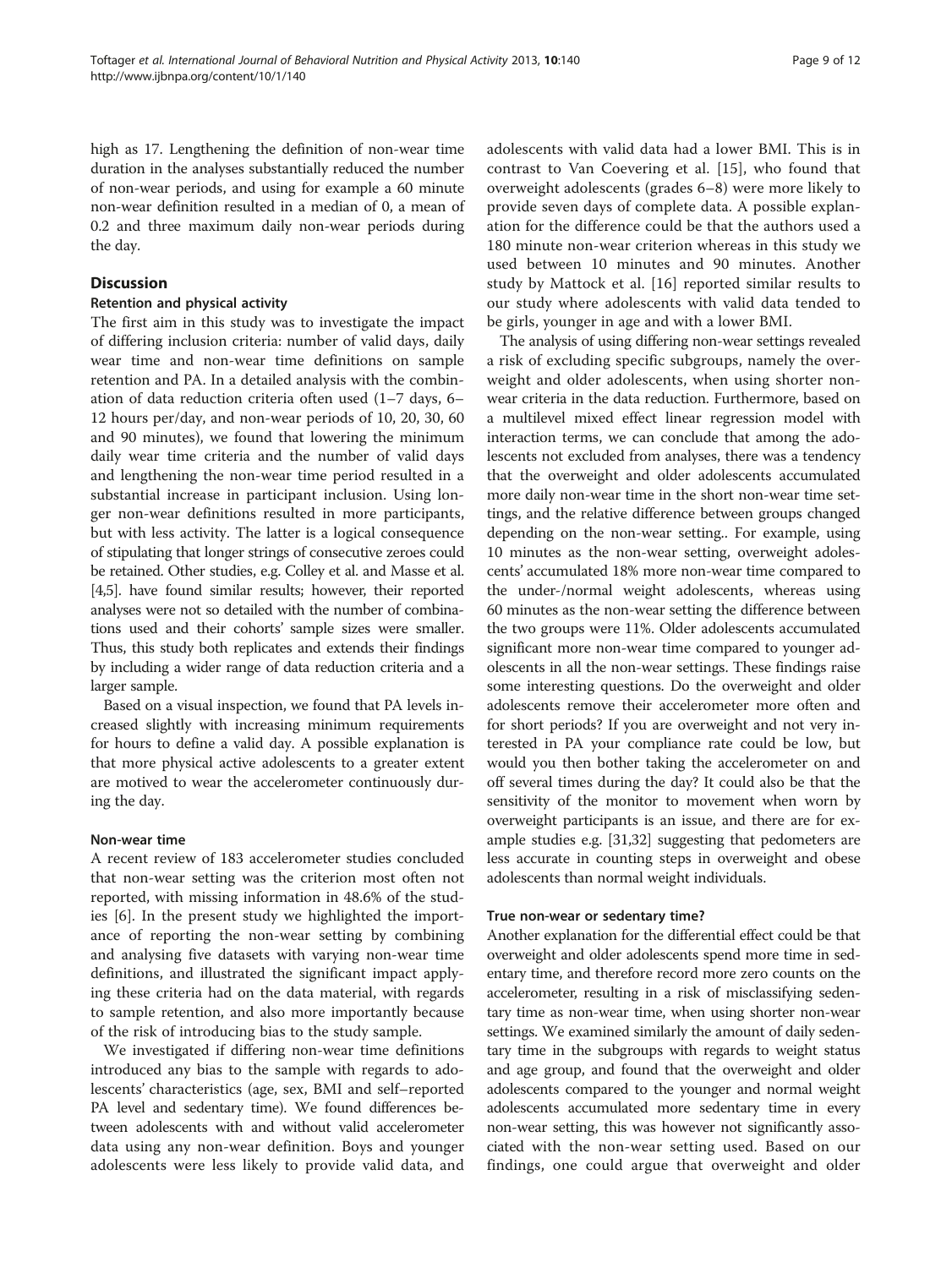high as 17. Lengthening the definition of non-wear time duration in the analyses substantially reduced the number of non-wear periods, and using for example a 60 minute non-wear definition resulted in a median of 0, a mean of 0.2 and three maximum daily non-wear periods during the day.

## Discussion

### Retention and physical activity

The first aim in this study was to investigate the impact of differing inclusion criteria: number of valid days, daily wear time and non-wear time definitions on sample retention and PA. In a detailed analysis with the combination of data reduction criteria often used (1–7 days, 6–12 hours per/day, and non-wear periods of 10, 20, 30, 60 and 90 minutes), we found that lowering the minimum daily wear time criteria and the number of valid days and lengthening the non-wear time period resulted in a substantial increase in participant inclusion. Using longer non-wear definitions resulted in more participants, but with less activity. The latter is a logical consequence of stipulating that longer strings of consecutive zeroes could be retained. Other studies, e.g. Colley et al. and Masse et al. [4,5]. have found similar results; however, their reported analyses were not so detailed with the number of combinations used and their cohorts' sample sizes were smaller. Thus, this study both replicates and extends their findings by including a wider range of data reduction criteria and a larger sample.

Based on a visual inspection, we found that PA levels increased slightly with increasing minimum requirements for hours to define a valid day. A possible explanation is that more physical active adolescents to a greater extent are motived to wear the accelerometer continuously during the day.

### Non-wear time

A recent review of 183 accelerometer studies concluded that non-wear setting was the criterion most often not reported, with missing information in 48.6% of the studies [6]. In the present study we highlighted the importance of reporting the non-wear setting by combining and analysing five datasets with varying non-wear time definitions, and illustrated the significant impact applying these criteria had on the data material, with regards to sample retention, and also more importantly because of the risk of introducing bias to the study sample.

We investigated if differing non-wear time definitions introduced any bias to the sample with regards to adolescents' characteristics (age, sex, BMI and self–reported PA level and sedentary time). We found differences between adolescents with and without valid accelerometer data using any non-wear definition. Boys and younger adolescents were less likely to provide valid data, and adolescents with valid data had a lower BMI. This is in contrast to Van Coevering et al. [15], who found that overweight adolescents (grades 6–8) were more likely to provide seven days of complete data. A possible explanation for the difference could be that the authors used a 180 minute non-wear criterion whereas in this study we used between 10 minutes and 90 minutes. Another study by Mattock et al. [16] reported similar results to our study where adolescents with valid data tended to be girls, younger in age and with a lower BMI.

The analysis of using differing non-wear settings revealed a risk of excluding specific subgroups, namely the overweight and older adolescents, when using shorter non-wear criteria in the data reduction. Furthermore, based on a multilevel mixed effect linear regression model with interaction terms, we can conclude that among the adolescents not excluded from analyses, there was a tendency that the overweight and older adolescents accumulated more daily non-wear time in the short non-wear time settings, and the relative difference between groups changed depending on the non-wear setting.. For example, using 10 minutes as the non-wear setting, overweight adolescents' accumulated 18% more non-wear time compared to the under-/normal weight adolescents, whereas using 60 minutes as the non-wear setting the difference between the two groups were 11%. Older adolescents accumulated significant more non-wear time compared to younger adolescents in all the non-wear settings. These findings raise some interesting questions. Do the overweight and older adolescents remove their accelerometer more often and for short periods? If you are overweight and not very interested in PA your compliance rate could be low, but would you then bother taking the accelerometer on and off several times during the day? It could also be that the sensitivity of the monitor to movement when worn by overweight participants is an issue, and there are for example studies e.g. [31,32] suggesting that pedometers are less accurate in counting steps in overweight and obese adolescents than normal weight individuals.

### True non-wear or sedentary time?

Another explanation for the differential effect could be that overweight and older adolescents spend more time in sedentary time, and therefore record more zero counts on the accelerometer, resulting in a risk of misclassifying sedentary time as non-wear time, when using shorter non-wear settings. We examined similarly the amount of daily sedentary time in the subgroups with regards to weight status and age group, and found that the overweight and older adolescents compared to the younger and normal weight adolescents accumulated more sedentary time in every non-wear setting, this was however not significantly associated with the non-wear setting used. Based on our findings, one could argue that overweight and older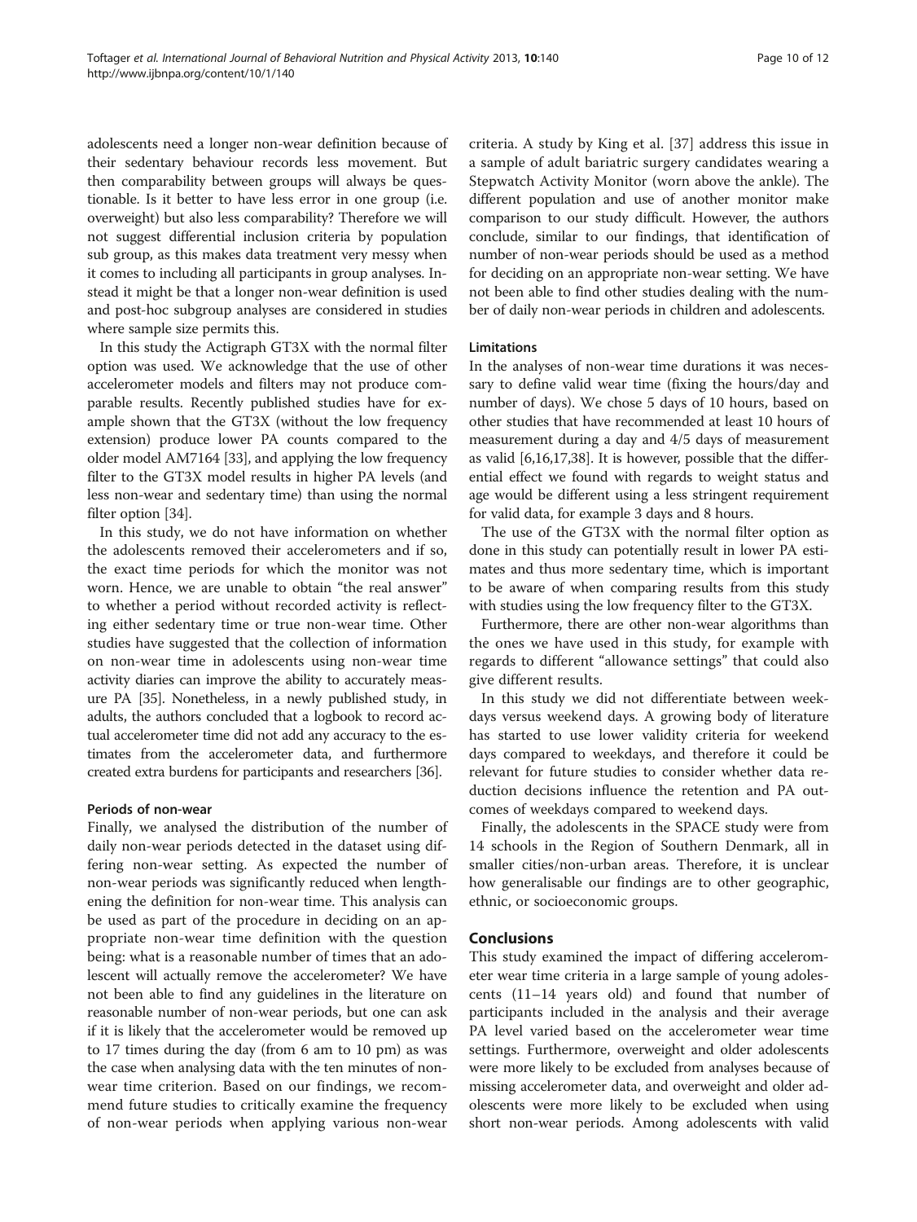adolescents need a longer non-wear definition because of their sedentary behaviour records less movement. But then comparability between groups will always be questionable. Is it better to have less error in one group (i.e. overweight) but also less comparability? Therefore we will not suggest differential inclusion criteria by population sub group, as this makes data treatment very messy when it comes to including all participants in group analyses. Instead it might be that a longer non-wear definition is used and post-hoc subgroup analyses are considered in studies where sample size permits this.

In this study the Actigraph GT3X with the normal filter option was used. We acknowledge that the use of other accelerometer models and filters may not produce comparable results. Recently published studies have for example shown that the GT3X (without the low frequency extension) produce lower PA counts compared to the older model AM7164 [33], and applying the low frequency filter to the GT3X model results in higher PA levels (and less non-wear and sedentary time) than using the normal filter option [34].

In this study, we do not have information on whether the adolescents removed their accelerometers and if so, the exact time periods for which the monitor was not worn. Hence, we are unable to obtain "the real answer" to whether a period without recorded activity is reflecting either sedentary time or true non-wear time. Other studies have suggested that the collection of information on non-wear time in adolescents using non-wear time activity diaries can improve the ability to accurately measure PA [35]. Nonetheless, in a newly published study, in adults, the authors concluded that a logbook to record actual accelerometer time did not add any accuracy to the estimates from the accelerometer data, and furthermore created extra burdens for participants and researchers [36].

#### Periods of non-wear

Finally, we analysed the distribution of the number of daily non-wear periods detected in the dataset using differing non-wear setting. As expected the number of non-wear periods was significantly reduced when lengthening the definition for non-wear time. This analysis can be used as part of the procedure in deciding on an appropriate non-wear time definition with the question being: what is a reasonable number of times that an adolescent will actually remove the accelerometer? We have not been able to find any guidelines in the literature on reasonable number of non-wear periods, but one can ask if it is likely that the accelerometer would be removed up to 17 times during the day (from 6 am to 10 pm) as was the case when analysing data with the ten minutes of non-wear time criterion. Based on our findings, we recommend future studies to critically examine the frequency of non-wear periods when applying various non-wear criteria. A study by King et al. [37] address this issue in a sample of adult bariatric surgery candidates wearing a Stepwatch Activity Monitor (worn above the ankle). The different population and use of another monitor make comparison to our study difficult. However, the authors conclude, similar to our findings, that identification of number of non-wear periods should be used as a method for deciding on an appropriate non-wear setting. We have not been able to find other studies dealing with the number of daily non-wear periods in children and adolescents.

#### Limitations

In the analyses of non-wear time durations it was necessary to define valid wear time (fixing the hours/day and number of days). We chose 5 days of 10 hours, based on other studies that have recommended at least 10 hours of measurement during a day and 4/5 days of measurement as valid [6,16,17,38]. It is however, possible that the differential effect we found with regards to weight status and age would be different using a less stringent requirement for valid data, for example 3 days and 8 hours.

The use of the GT3X with the normal filter option as done in this study can potentially result in lower PA estimates and thus more sedentary time, which is important to be aware of when comparing results from this study with studies using the low frequency filter to the GT3X.

Furthermore, there are other non-wear algorithms than the ones we have used in this study, for example with regards to different "allowance settings" that could also give different results.

In this study we did not differentiate between weekdays versus weekend days. A growing body of literature has started to use lower validity criteria for weekend days compared to weekdays, and therefore it could be relevant for future studies to consider whether data reduction decisions influence the retention and PA outcomes of weekdays compared to weekend days.

Finally, the adolescents in the SPACE study were from 14 schools in the Region of Southern Denmark, all in smaller cities/non-urban areas. Therefore, it is unclear how generalisable our findings are to other geographic, ethnic, or socioeconomic groups.

## Conclusions

This study examined the impact of differing accelerometer wear time criteria in a large sample of young adolescents (11–14 years old) and found that number of participants included in the analysis and their average PA level varied based on the accelerometer wear time settings. Furthermore, overweight and older adolescents were more likely to be excluded from analyses because of missing accelerometer data, and overweight and older adolescents were more likely to be excluded when using short non-wear periods. Among adolescents with valid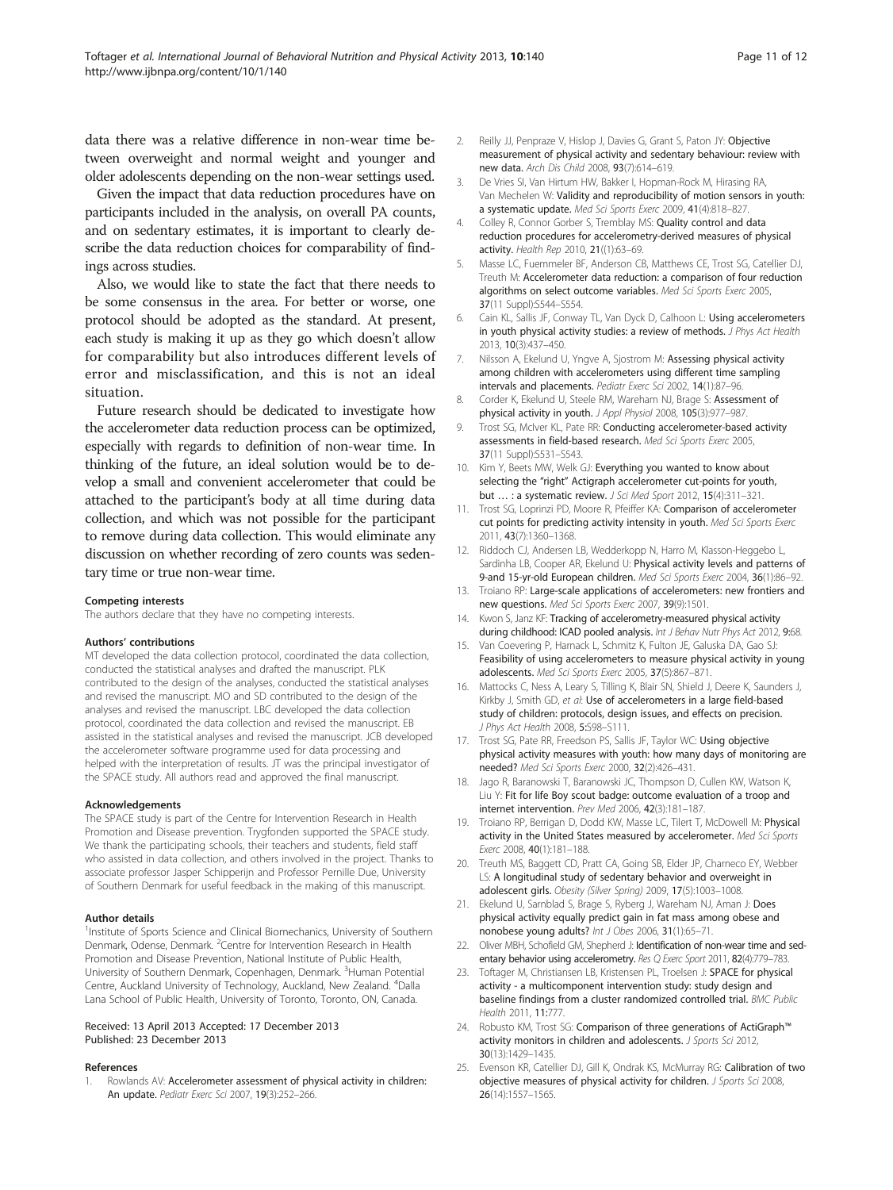data there was a relative difference in non-wear time between overweight and normal weight and younger and older adolescents depending on the non-wear settings used.

Given the impact that data reduction procedures have on participants included in the analysis, on overall PA counts, and on sedentary estimates, it is important to clearly describe the data reduction choices for comparability of findings across studies.

Also, we would like to state the fact that there needs to be some consensus in the area. For better or worse, one protocol should be adopted as the standard. At present, each study is making it up as they go which doesn't allow for comparability but also introduces different levels of error and misclassification, and this is not an ideal situation.

Future research should be dedicated to investigate how the accelerometer data reduction process can be optimized, especially with regards to definition of non-wear time. In thinking of the future, an ideal solution would be to develop a small and convenient accelerometer that could be attached to the participant's body at all time during data collection, and which was not possible for the participant to remove during data collection. This would eliminate any discussion on whether recording of zero counts was sedentary time or true non-wear time.

#### Competing interests

The authors declare that they have no competing interests.

#### Authors' contributions

MT developed the data collection protocol, coordinated the data collection, conducted the statistical analyses and drafted the manuscript. PLK contributed to the design of the analyses, conducted the statistical analyses and revised the manuscript. MO and SD contributed to the design of the analyses and revised the manuscript. LBC developed the data collection protocol, coordinated the data collection and revised the manuscript. EB assisted in the statistical analyses and revised the manuscript. JCB developed the accelerometer software programme used for data processing and helped with the interpretation of results. JT was the principal investigator of the SPACE study. All authors read and approved the final manuscript.

#### Acknowledgements

The SPACE study is part of the Centre for Intervention Research in Health Promotion and Disease prevention. Trygfonden supported the SPACE study. We thank the participating schools, their teachers and students, field staff who assisted in data collection, and others involved in the project. Thanks to associate professor Jasper Schipperijn and Professor Pernille Due, University of Southern Denmark for useful feedback in the making of this manuscript.

#### Author details

[1]Institute of Sports Science and Clinical Biomechanics, University of Southern Denmark, Odense, Denmark. [2]Centre for Intervention Research in Health Promotion and Disease Prevention, National Institute of Public Health, University of Southern Denmark, Copenhagen, Denmark. [3]Human Potential Centre, Auckland University of Technology, Auckland, New Zealand. [4]Dalla Lana School of Public Health, University of Toronto, Toronto, ON, Canada.

Received: 13 April 2013 Accepted: 17 December 2013
Published: 23 December 2013

#### References

1. Rowlands AV: **Accelerometer assessment of physical activity in children: An update.** *Pediatr Exerc Sci* 2007, **19**(3):252–266.
2. Reilly JJ, Penpraze V, Hislop J, Davies G, Grant S, Paton JY: **Objective measurement of physical activity and sedentary behaviour: review with new data.** *Arch Dis Child* 2008, **93**(7):614–619.
3. De Vries SI, Van Hirtum HW, Bakker I, Hopman-Rock M, Hirasing RA, Van Mechelen W: **Validity and reproducibility of motion sensors in youth: a systematic update.** *Med Sci Sports Exerc* 2009, **41**(4):818–827.
4. Colley R, Connor Gorber S, Tremblay MS: **Quality control and data reduction procedures for accelerometry-derived measures of physical activity.** *Health Rep* 2010, **21**((1):63–69.
5. Masse LC, Fuemmeler BF, Anderson CB, Matthews CE, Trost SG, Catellier DJ, Treuth M: **Accelerometer data reduction: a comparison of four reduction algorithms on select outcome variables.** *Med Sci Sports Exerc* 2005, **37**(11 Suppl):S544–S554.
6. Cain KL, Sallis JF, Conway TL, Van Dyck D, Calhoon L: **Using accelerometers in youth physical activity studies: a review of methods.** *J Phys Act Health* 2013, **10**(3):437–450.
7. Nilsson A, Ekelund U, Yngve A, Sjostrom M: **Assessing physical activity among children with accelerometers using different time sampling intervals and placements.** *Pediatr Exerc Sci* 2002, **14**(1):87–96.
8. Corder K, Ekelund U, Steele RM, Wareham NJ, Brage S: **Assessment of physical activity in youth.** *J Appl Physiol* 2008, **105**(3):977–987.
9. Trost SG, McIver KL, Pate RR: **Conducting accelerometer-based activity assessments in field-based research.** *Med Sci Sports Exerc* 2005, **37**(11 Suppl):S531–S543.
10. Kim Y, Beets MW, Welk GJ: **Everything you wanted to know about selecting the "right" Actigraph accelerometer cut-points for youth, but … : a systematic review.** *J Sci Med Sport* 2012, **15**(4):311–321.
11. Trost SG, Loprinzi PD, Moore R, Pfeiffer KA: **Comparison of accelerometer cut points for predicting activity intensity in youth.** *Med Sci Sports Exerc* 2011, **43**(7):1360–1368.
12. Riddoch CJ, Andersen LB, Wedderkopp N, Harro M, Klasson-Heggebo L, Sardinha LB, Cooper AR, Ekelund U: **Physical activity levels and patterns of 9-and 15-yr-old European children.** *Med Sci Sports Exerc* 2004, **36**(1):86–92.
13. Troiano RP: **Large-scale applications of accelerometers: new frontiers and new questions.** *Med Sci Sports Exerc* 2007, **39**(9):1501.
14. Kwon S, Janz KF: **Tracking of accelerometry-measured physical activity during childhood: ICAD pooled analysis.** *Int J Behav Nutr Phys Act* 2012, **9**:68.
15. Van Coevering P, Harnack L, Schmitz K, Fulton JE, Galuska DA, Gao SJ: **Feasibility of using accelerometers to measure physical activity in young adolescents.** *Med Sci Sports Exerc* 2005, **37**(5):867–871.
16. Mattocks C, Ness A, Leary S, Tilling K, Blair SN, Shield J, Deere K, Saunders J, Kirkby J, Smith GD, *et al*: **Use of accelerometers in a large field-based study of children: protocols, design issues, and effects on precision.** *J Phys Act Health* 2008, **5**:S98–S111.
17. Trost SG, Pate RR, Freedson PS, Sallis JF, Taylor WC: **Using objective physical activity measures with youth: how many days of monitoring are needed?** *Med Sci Sports Exerc* 2000, **32**(2):426–431.
18. Jago R, Baranowski T, Baranowski JC, Thompson D, Cullen KW, Watson K, Liu Y: **Fit for life Boy scout badge: outcome evaluation of a troop and internet intervention.** *Prev Med* 2006, **42**(3):181–187.
19. Troiano RP, Berrigan D, Dodd KW, Masse LC, Tilert T, McDowell M: **Physical activity in the United States measured by accelerometer.** *Med Sci Sports Exerc* 2008, **40**(1):181–188.
20. Treuth MS, Baggett CD, Pratt CA, Going SB, Elder JP, Charneco EY, Webber LS: **A longitudinal study of sedentary behavior and overweight in adolescent girls.** *Obesity (Silver Spring)* 2009, **17**(5):1003–1008.
21. Ekelund U, Sarnblad S, Brage S, Ryberg J, Wareham NJ, Aman J: **Does physical activity equally predict gain in fat mass among obese and nonobese young adults?** *Int J Obes* 2006, **31**(1):65–71.
22. Oliver MBH, Schofield GM, Shepherd J: **Identification of non-wear time and sedentary behavior using accelerometry.** *Res Q Exerc Sport* 2011, **82**(4):779–783.
23. Toftager M, Christiansen LB, Kristensen PL, Troelsen J: **SPACE for physical activity - a multicomponent intervention study: study design and baseline findings from a cluster randomized controlled trial.** *BMC Public Health* 2011, **11**:777.
24. Robusto KM, Trost SG: **Comparison of three generations of ActiGraph™ activity monitors in children and adolescents.** *J Sports Sci* 2012, **30**(13):1429–1435.
25. Evenson KR, Catellier DJ, Gill K, Ondrak KS, McMurray RG: **Calibration of two objective measures of physical activity for children.** *J Sports Sci* 2008, **26**(14):1557–1565.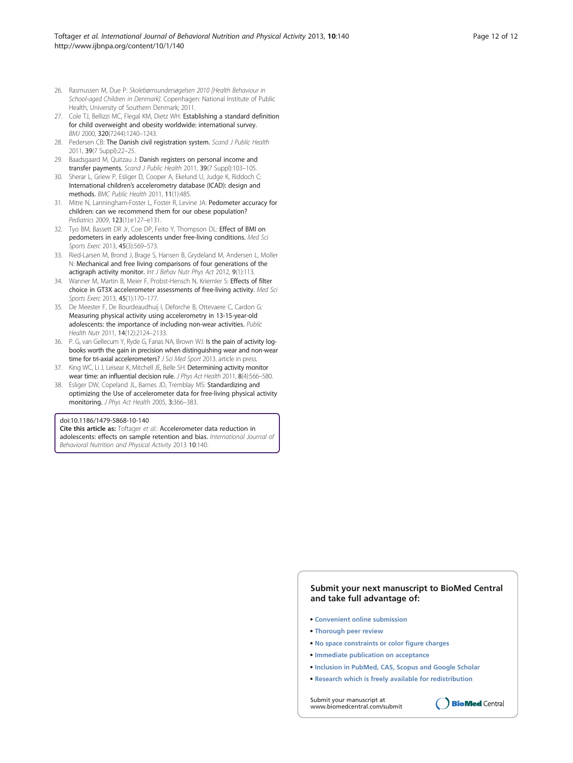26. Rasmussen M, Due P: *Skolebørnsundersøgelsen 2010 [Health Behaviour in School-aged Children in Denmark]*. Copenhagen: National Institute of Public Health, University of Southern Denmark; 2011.
27. Cole TJ, Bellizzi MC, Flegal KM, Dietz WH: **Establishing a standard definition for child overweight and obesity worldwide: international survey.** *BMJ* 2000, **320**(7244):1240–1243.
28. Pedersen CB: **The Danish civil registration system.** *Scand J Public Health* 2011, **39**(7 Suppl):22–25.
29. Baadsgaard M, Quitzau J: **Danish registers on personal income and transfer payments.** *Scand J Public Health* 2011, **39**(7 Suppl):103–105.
30. Sherar L, Griew P, Esliger D, Cooper A, Ekelund U, Judge K, Riddoch C: **International children's accelerometry database (ICAD): design and methods.** *BMC Public Health* 2011, **11**(1):485.
31. Mitre N, Lanningham-Foster L, Foster R, Levine JA: **Pedometer accuracy for children: can we recommend them for our obese population?** *Pediatrics* 2009, **123**(1):e127–e131.
32. Tyo BM, Bassett DR Jr, Coe DP, Feito Y, Thompson DL: **Effect of BMI on pedometers in early adolescents under free-living conditions.** *Med Sci Sports Exerc* 2013, **45**(3):569–573.
33. Ried-Larsen M, Brond J, Brage S, Hansen B, Grydeland M, Andersen L, Moller N: **Mechanical and free living comparisons of four generations of the actigraph activity monitor.** *Int J Behav Nutr Phys Act* 2012, **9**(1):113.
34. Wanner M, Martin B, Meier F, Probst-Hensch N, Kriemler S: **Effects of filter choice in GT3X accelerometer assessments of free-living activity.** *Med Sci Sports Exerc* 2013, **45**(1):170–177.
35. De Meester F, De Bourdeaudhuij I, Deforche B, Ottevaere C, Cardon G: **Measuring physical activity using accelerometry in 13-15-year-old adolescents: the importance of including non-wear activities.** *Public Health Nutr* 2011, **14**(12):2124–2133.
36. P. G, van Gellecum Y, Ryde G, Farias NA, Brown WJ: **Is the pain of activity log-books worth the gain in precision when distinguishing wear and non-wear time for tri-axial accelerometers?** *J Sci Med Sport* 2013. article in press.
37. King WC, Li J, Leisear K, Mitchell JE, Belle SH: **Determining activity monitor wear time: an influential decision rule.** *J Phys Act Health* 2011, **8**(4):566–580.
38. Esliger DW, Copeland JL, Barnes JD, Tremblay MS: **Standardizing and optimizing the Use of accelerometer data for free-living physical activity monitoring.** *J Phys Act Health* 2005, **3**:366–383.

doi:10.1186/1479-5868-10-140

**Cite this article as:** Toftager *et al.*: Accelerometer data reduction in adolescents: effects on sample retention and bias. *International Journal of Behavioral Nutrition and Physical Activity* 2013 **10**:140.

**Submit your next manuscript to BioMed Central and take full advantage of:**

- **Convenient online submission**
- **Thorough peer review**
- **No space constraints or color figure charges**
- **Immediate publication on acceptance**
- **Inclusion in PubMed, CAS, Scopus and Google Scholar**
- **Research which is freely available for redistribution**

Submit your manuscript at www.biomedcentral.com/submit

BioMed Central